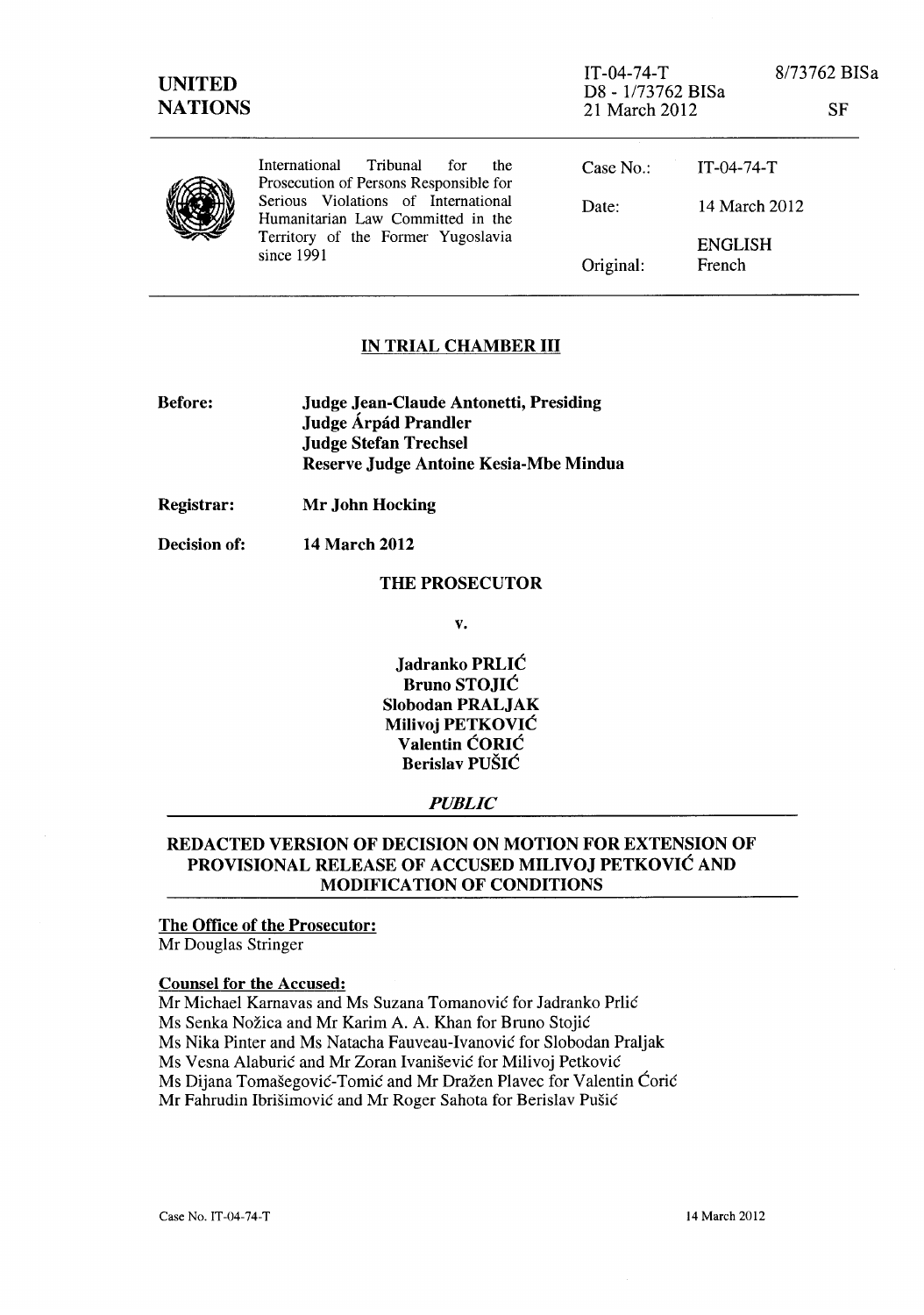| UNITED NATIONS | IT-04-74-T D8 - 1/73762 BISa 21 March 2012 | 8/73762 BISa SF |
|---|---|---|

| International Tribunal for the Prosecution of Persons Responsible for Serious Violations of International Humanitarian Law Committed in the Territory of the Former Yugoslavia since 1991 | Case No.: | IT-04-74-T |
|---|---|---|
| | Date: | 14 March 2012 |
| | | ENGLISH |
| | Original: | French |

## IN TRIAL CHAMBER III

**Before:** **Judge Jean-Claude Antonetti, Presiding**
**Judge Árpád Prandler**
**Judge Stefan Trechsel**
**Reserve Judge Antoine Kesia-Mbe Mindua**

**Registrar:** **Mr John Hocking**

**Decision of:** **14 March 2012**

**THE PROSECUTOR**

**v.**

**Jadranko PRLIĆ**
**Bruno STOJIĆ**
**Slobodan PRALJAK**
**Milivoj PETKOVIĆ**
**Valentin ĆORIĆ**
**Berislav PUŠIĆ**

***PUBLIC***

## REDACTED VERSION OF DECISION ON MOTION FOR EXTENSION OF PROVISIONAL RELEASE OF ACCUSED MILIVOJ PETKOVIĆ AND MODIFICATION OF CONDITIONS

**The Office of the Prosecutor:**
Mr Douglas Stringer

**Counsel for the Accused:**
Mr Michael Karnavas and Ms Suzana Tomanović for Jadranko Prlić
Ms Senka Nožica and Mr Karim A. A. Khan for Bruno Stojić
Ms Nika Pinter and Ms Natacha Fauveau-Ivanović for Slobodan Praljak
Ms Vesna Alaburić and Mr Zoran Ivanišević for Milivoj Petković
Ms Dijana Tomašegović-Tomić and Mr Dražen Plavec for Valentin Ćorić
Mr Fahrudin Ibrišimović and Mr Roger Sahota for Berislav Pušić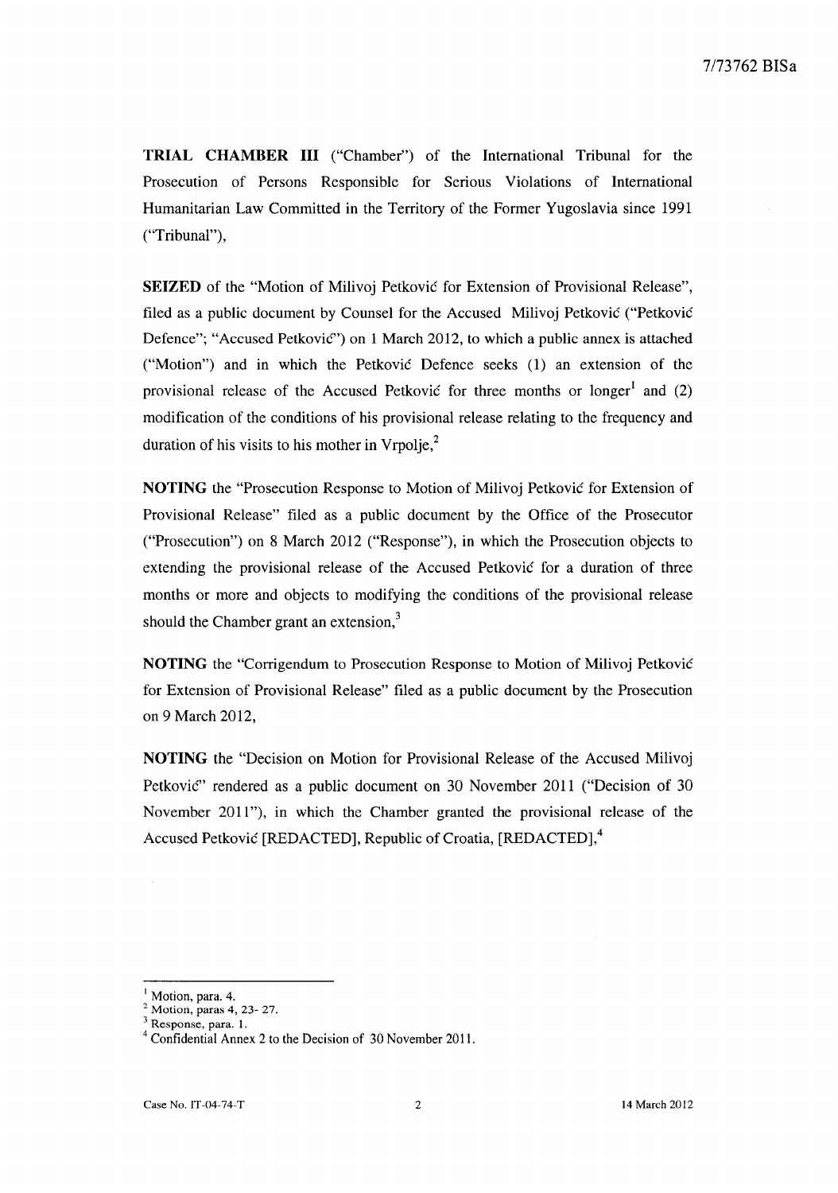**TRIAL CHAMBER III** ("Chamber") of the International Tribunal for the Prosecution of Persons Responsible for Serious Violations of International Humanitarian Law Committed in the Territory of the Former Yugoslavia since 1991 ("Tribunal"),

**SEIZED** of the "Motion of Milivoj Petković for Extension of Provisional Release", filed as a public document by Counsel for the Accused Milivoj Petković ("Petković Defence"; "Accused Petković") on 1 March 2012, to which a public annex is attached ("Motion") and in which the Petković Defence seeks (1) an extension of the provisional release of the Accused Petković for three months or longer[1] and (2) modification of the conditions of his provisional release relating to the frequency and duration of his visits to his mother in Vrpolje,[2]

**NOTING** the "Prosecution Response to Motion of Milivoj Petković for Extension of Provisional Release" filed as a public document by the Office of the Prosecutor ("Prosecution") on 8 March 2012 ("Response"), in which the Prosecution objects to extending the provisional release of the Accused Petković for a duration of three months or more and objects to modifying the conditions of the provisional release should the Chamber grant an extension,[3]

**NOTING** the "Corrigendum to Prosecution Response to Motion of Milivoj Petković for Extension of Provisional Release" filed as a public document by the Prosecution on 9 March 2012,

**NOTING** the "Decision on Motion for Provisional Release of the Accused Milivoj Petković" rendered as a public document on 30 November 2011 ("Decision of 30 November 2011"), in which the Chamber granted the provisional release of the Accused Petković [REDACTED], Republic of Croatia, [REDACTED],[4]

---

[1] Motion, para. 4.

[2] Motion, paras 4, 23- 27.

[3] Response, para. 1.

[4] Confidential Annex 2 to the Decision of 30 November 2011.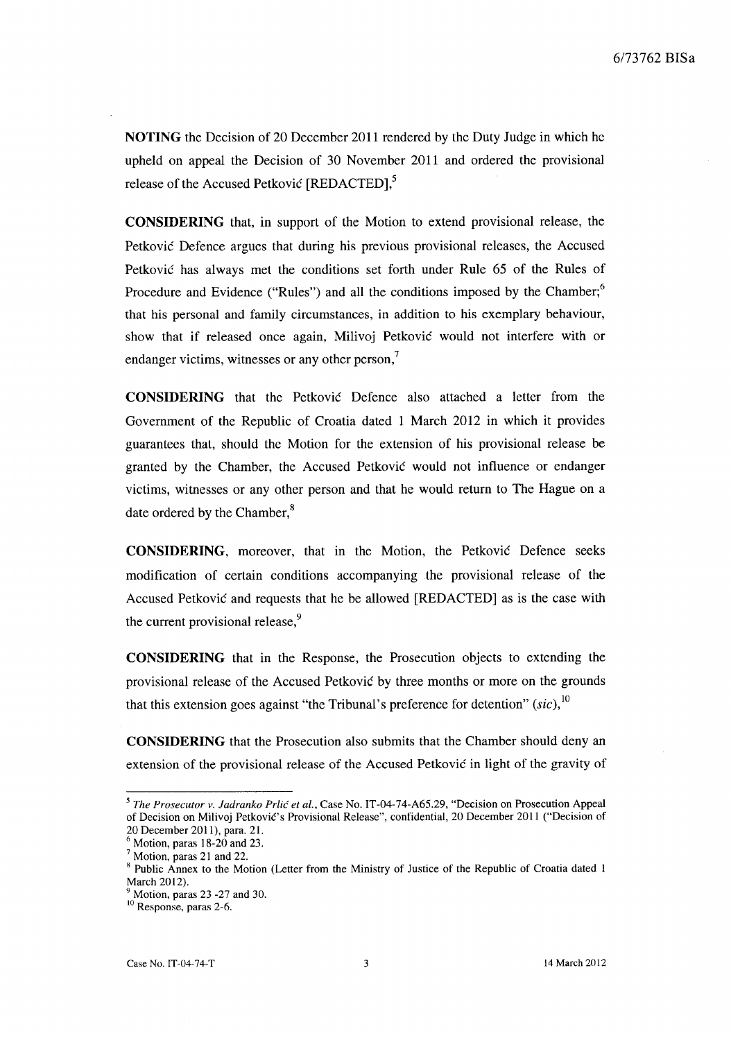**NOTING** the Decision of 20 December 2011 rendered by the Duty Judge in which he upheld on appeal the Decision of 30 November 2011 and ordered the provisional release of the Accused Petković [REDACTED],[5]

**CONSIDERING** that, in support of the Motion to extend provisional release, the Petković Defence argues that during his previous provisional releases, the Accused Petković has always met the conditions set forth under Rule 65 of the Rules of Procedure and Evidence ("Rules") and all the conditions imposed by the Chamber;[6] that his personal and family circumstances, in addition to his exemplary behaviour, show that if released once again, Milivoj Petković would not interfere with or endanger victims, witnesses or any other person,[7]

**CONSIDERING** that the Petković Defence also attached a letter from the Government of the Republic of Croatia dated 1 March 2012 in which it provides guarantees that, should the Motion for the extension of his provisional release be granted by the Chamber, the Accused Petković would not influence or endanger victims, witnesses or any other person and that he would return to The Hague on a date ordered by the Chamber,[8]

**CONSIDERING**, moreover, that in the Motion, the Petković Defence seeks modification of certain conditions accompanying the provisional release of the Accused Petković and requests that he be allowed [REDACTED] as is the case with the current provisional release,[9]

**CONSIDERING** that in the Response, the Prosecution objects to extending the provisional release of the Accused Petković by three months or more on the grounds that this extension goes against "the Tribunal's preference for detention" (*sic*),[10]

**CONSIDERING** that the Prosecution also submits that the Chamber should deny an extension of the provisional release of the Accused Petković in light of the gravity of

---

[5] *The Prosecutor v. Jadranko Prlić et al.*, Case No. IT-04-74-A65.29, "Decision on Prosecution Appeal of Decision on Milivoj Petković's Provisional Release", confidential, 20 December 2011 ("Decision of 20 December 2011), para. 21.

[6] Motion, paras 18-20 and 23.

[7] Motion, paras 21 and 22.

[8] Public Annex to the Motion (Letter from the Ministry of Justice of the Republic of Croatia dated 1 March 2012).

[9] Motion, paras 23 -27 and 30.

[10] Response, paras 2-6.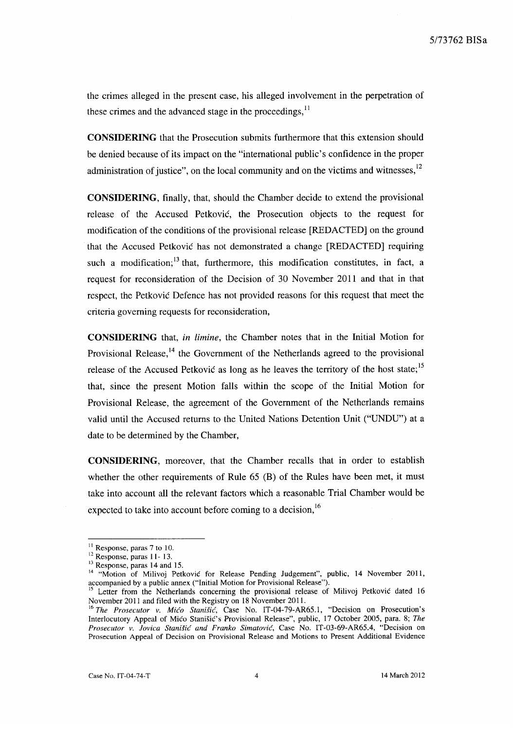the crimes alleged in the present case, his alleged involvement in the perpetration of these crimes and the advanced stage in the proceedings,[11]

**CONSIDERING** that the Prosecution submits furthermore that this extension should be denied because of its impact on the "international public's confidence in the proper administration of justice", on the local community and on the victims and witnesses,[12]

**CONSIDERING**, finally, that, should the Chamber decide to extend the provisional release of the Accused Petković, the Prosecution objects to the request for modification of the conditions of the provisional release [REDACTED] on the ground that the Accused Petković has not demonstrated a change [REDACTED] requiring such a modification;[13] that, furthermore, this modification constitutes, in fact, a request for reconsideration of the Decision of 30 November 2011 and that in that respect, the Petković Defence has not provided reasons for this request that meet the criteria governing requests for reconsideration,

**CONSIDERING** that, *in limine*, the Chamber notes that in the Initial Motion for Provisional Release,[14] the Government of the Netherlands agreed to the provisional release of the Accused Petković as long as he leaves the territory of the host state;[15] that, since the present Motion falls within the scope of the Initial Motion for Provisional Release, the agreement of the Government of the Netherlands remains valid until the Accused returns to the United Nations Detention Unit ("UNDU") at a date to be determined by the Chamber,

**CONSIDERING**, moreover, that the Chamber recalls that in order to establish whether the other requirements of Rule 65 (B) of the Rules have been met, it must take into account all the relevant factors which a reasonable Trial Chamber would be expected to take into account before coming to a decision,[16]

---

[11] Response, paras 7 to 10.

[12] Response, paras 11- 13.

[13] Response, paras 14 and 15.

[14] "Motion of Milivoj Petković for Release Pending Judgement", public, 14 November 2011, accompanied by a public annex ("Initial Motion for Provisional Release").

[15] Letter from the Netherlands concerning the provisional release of Milivoj Petković dated 16 November 2011 and filed with the Registry on 18 November 2011.

[16] *The Prosecutor v. Mićo Stanišić*, Case No. IT-04-79-AR65.1, "Decision on Prosecution's Interlocutory Appeal of Mićo Stanišić's Provisional Release", public, 17 October 2005, para. 8; *The Prosecutor v. Jovica Stanišić and Franko Simatović*, Case No. IT-03-69-AR65.4, "Decision on Prosecution Appeal of Decision on Provisional Release and Motions to Present Additional Evidence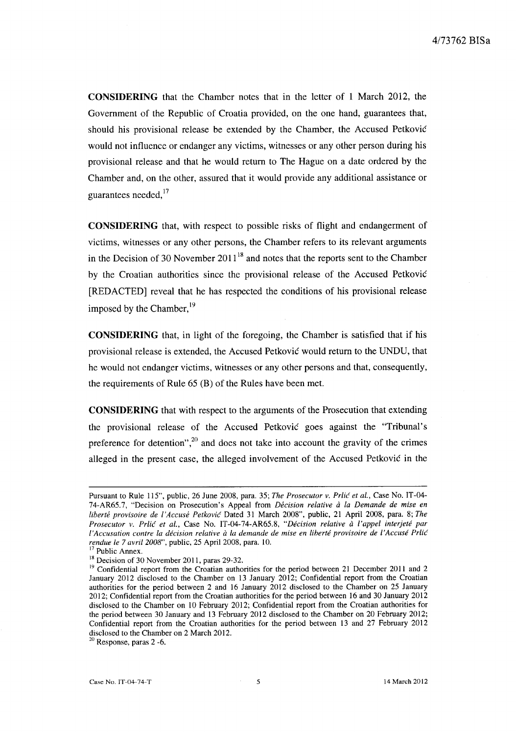**CONSIDERING** that the Chamber notes that in the letter of 1 March 2012, the Government of the Republic of Croatia provided, on the one hand, guarantees that, should his provisional release be extended by the Chamber, the Accused Petković would not influence or endanger any victims, witnesses or any other person during his provisional release and that he would return to The Hague on a date ordered by the Chamber and, on the other, assured that it would provide any additional assistance or guarantees needed,[17]

**CONSIDERING** that, with respect to possible risks of flight and endangerment of victims, witnesses or any other persons, the Chamber refers to its relevant arguments in the Decision of 30 November 2011[18] and notes that the reports sent to the Chamber by the Croatian authorities since the provisional release of the Accused Petković [REDACTED] reveal that he has respected the conditions of his provisional release imposed by the Chamber,[19]

**CONSIDERING** that, in light of the foregoing, the Chamber is satisfied that if his provisional release is extended, the Accused Petković would return to the UNDU, that he would not endanger victims, witnesses or any other persons and that, consequently, the requirements of Rule 65 (B) of the Rules have been met.

**CONSIDERING** that with respect to the arguments of the Prosecution that extending the provisional release of the Accused Petković goes against the "Tribunal's preference for detention",[20] and does not take into account the gravity of the crimes alleged in the present case, the alleged involvement of the Accused Petković in the

---

Pursuant to Rule 115", public, 26 June 2008, para. 35; *The Prosecutor v. Prlić et al.*, Case No. IT-04-74-AR65.7, "Decision on Prosecution's Appeal from *Décision relative à la Demande de mise en liberté provisoire de l'Accusé Petković* Dated 31 March 2008", public, 21 April 2008, para. 8; *The Prosecutor v. Prlić et al.*, Case No. IT-04-74-AR65.8, "*Décision relative à l'appel interjeté par l'Accusation contre la décision relative à la demande de mise en liberté provisoire de l'Accusé Prlić rendue le 7 avril 2008*", public, 25 April 2008, para. 10.

[17] Public Annex.

[18] Decision of 30 November 2011, paras 29-32.

[19] Confidential report from the Croatian authorities for the period between 21 December 2011 and 2 January 2012 disclosed to the Chamber on 13 January 2012; Confidential report from the Croatian authorities for the period between 2 and 16 January 2012 disclosed to the Chamber on 25 January 2012; Confidential report from the Croatian authorities for the period between 16 and 30 January 2012 disclosed to the Chamber on 10 February 2012; Confidential report from the Croatian authorities for the period between 30 January and 13 February 2012 disclosed to the Chamber on 20 February 2012; Confidential report from the Croatian authorities for the period between 13 and 27 February 2012 disclosed to the Chamber on 2 March 2012.

[20] Response, paras 2 -6.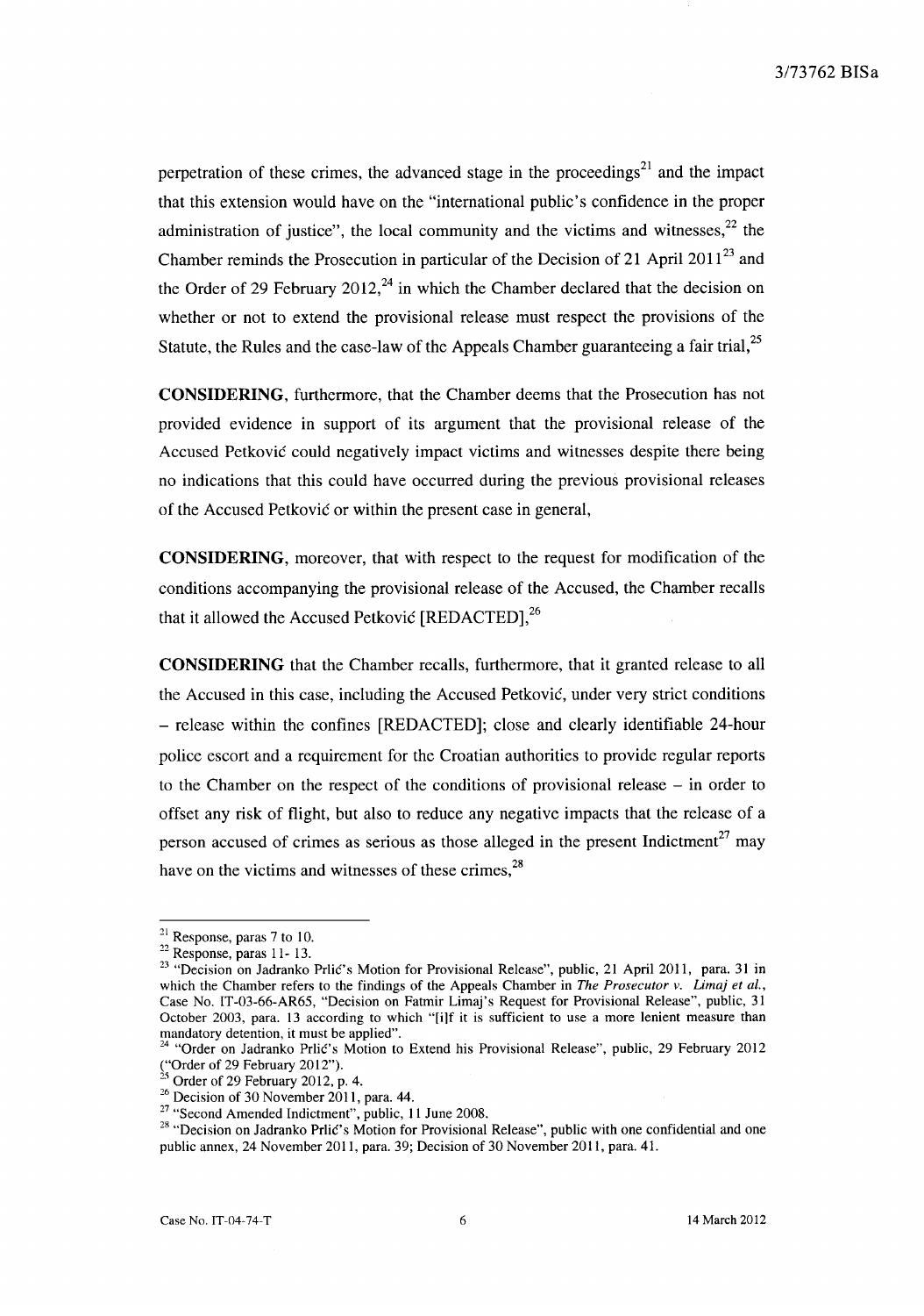perpetration of these crimes, the advanced stage in the proceedings[21] and the impact that this extension would have on the "international public's confidence in the proper administration of justice", the local community and the victims and witnesses,[22] the Chamber reminds the Prosecution in particular of the Decision of 21 April 2011[23] and the Order of 29 February 2012,[24] in which the Chamber declared that the decision on whether or not to extend the provisional release must respect the provisions of the Statute, the Rules and the case-law of the Appeals Chamber guaranteeing a fair trial,[25]

**CONSIDERING**, furthermore, that the Chamber deems that the Prosecution has not provided evidence in support of its argument that the provisional release of the Accused Petković could negatively impact victims and witnesses despite there being no indications that this could have occurred during the previous provisional releases of the Accused Petković or within the present case in general,

**CONSIDERING**, moreover, that with respect to the request for modification of the conditions accompanying the provisional release of the Accused, the Chamber recalls that it allowed the Accused Petković [REDACTED],[26]

**CONSIDERING** that the Chamber recalls, furthermore, that it granted release to all the Accused in this case, including the Accused Petković, under very strict conditions – release within the confines [REDACTED]; close and clearly identifiable 24-hour police escort and a requirement for the Croatian authorities to provide regular reports to the Chamber on the respect of the conditions of provisional release – in order to offset any risk of flight, but also to reduce any negative impacts that the release of a person accused of crimes as serious as those alleged in the present Indictment[27] may have on the victims and witnesses of these crimes,[28]

---

[21] Response, paras 7 to 10.

[22] Response, paras 11- 13.

[23] "Decision on Jadranko Prlić's Motion for Provisional Release", public, 21 April 2011, para. 31 in which the Chamber refers to the findings of the Appeals Chamber in *The Prosecutor v. Limaj et al.*, Case No. IT-03-66-AR65, "Decision on Fatmir Limaj's Request for Provisional Release", public, 31 October 2003, para. 13 according to which "[i]f it is sufficient to use a more lenient measure than mandatory detention, it must be applied".

[24] "Order on Jadranko Prlić's Motion to Extend his Provisional Release", public, 29 February 2012 ("Order of 29 February 2012").

[25] Order of 29 February 2012, p. 4.

[26] Decision of 30 November 2011, para. 44.

[27] "Second Amended Indictment", public, 11 June 2008.

[28] "Decision on Jadranko Prlić's Motion for Provisional Release", public with one confidential and one public annex, 24 November 2011, para. 39; Decision of 30 November 2011, para. 41.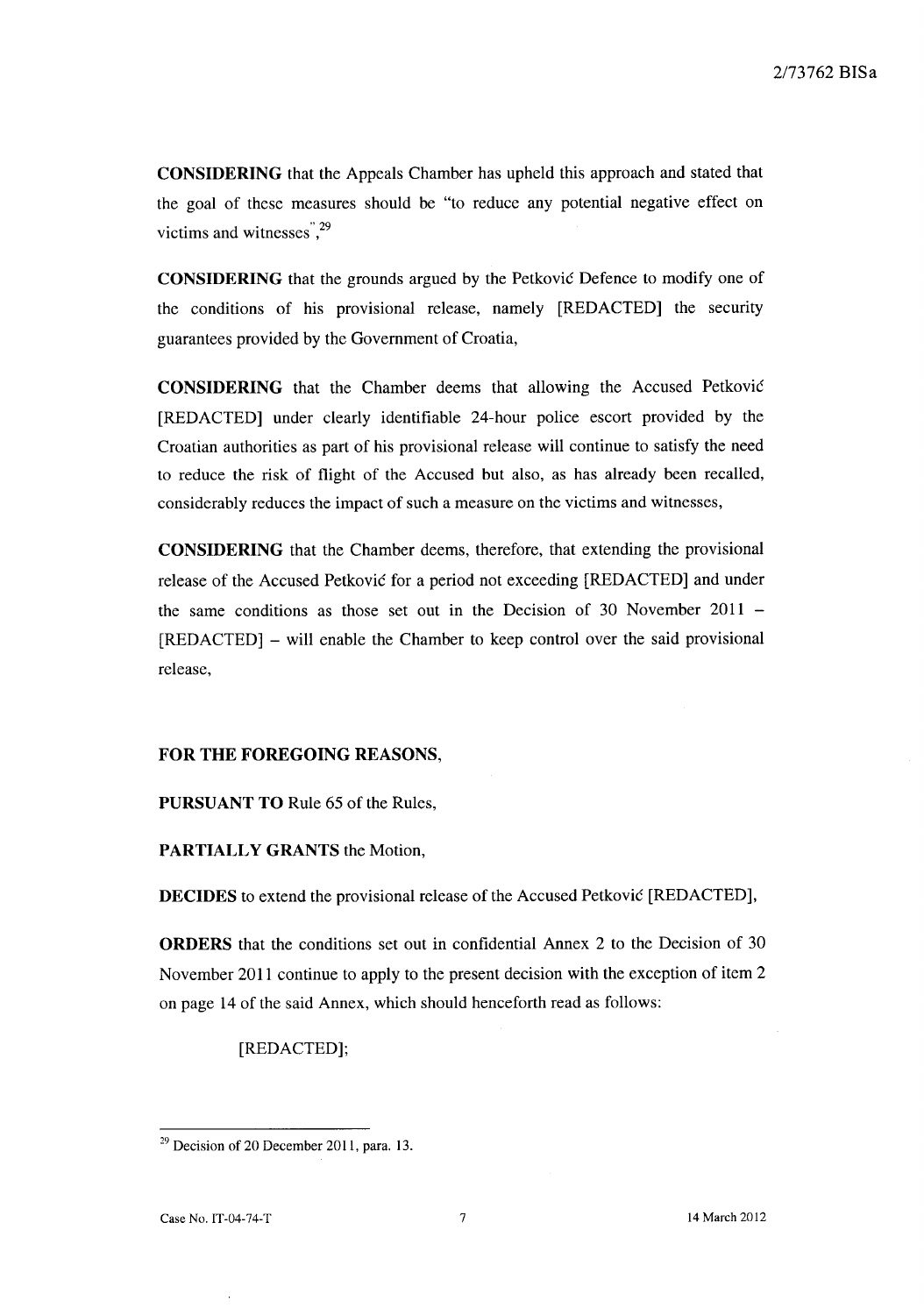**CONSIDERING** that the Appeals Chamber has upheld this approach and stated that the goal of these measures should be "to reduce any potential negative effect on victims and witnesses",[29]

**CONSIDERING** that the grounds argued by the Petković Defence to modify one of the conditions of his provisional release, namely [REDACTED] the security guarantees provided by the Government of Croatia,

**CONSIDERING** that the Chamber deems that allowing the Accused Petković [REDACTED] under clearly identifiable 24-hour police escort provided by the Croatian authorities as part of his provisional release will continue to satisfy the need to reduce the risk of flight of the Accused but also, as has already been recalled, considerably reduces the impact of such a measure on the victims and witnesses,

**CONSIDERING** that the Chamber deems, therefore, that extending the provisional release of the Accused Petković for a period not exceeding [REDACTED] and under the same conditions as those set out in the Decision of 30 November 2011 – [REDACTED] – will enable the Chamber to keep control over the said provisional release,

**FOR THE FOREGOING REASONS,**

**PURSUANT TO** Rule 65 of the Rules,

**PARTIALLY GRANTS** the Motion,

**DECIDES** to extend the provisional release of the Accused Petković [REDACTED],

**ORDERS** that the conditions set out in confidential Annex 2 to the Decision of 30 November 2011 continue to apply to the present decision with the exception of item 2 on page 14 of the said Annex, which should henceforth read as follows:

> [REDACTED];

---

[29] Decision of 20 December 2011, para. 13.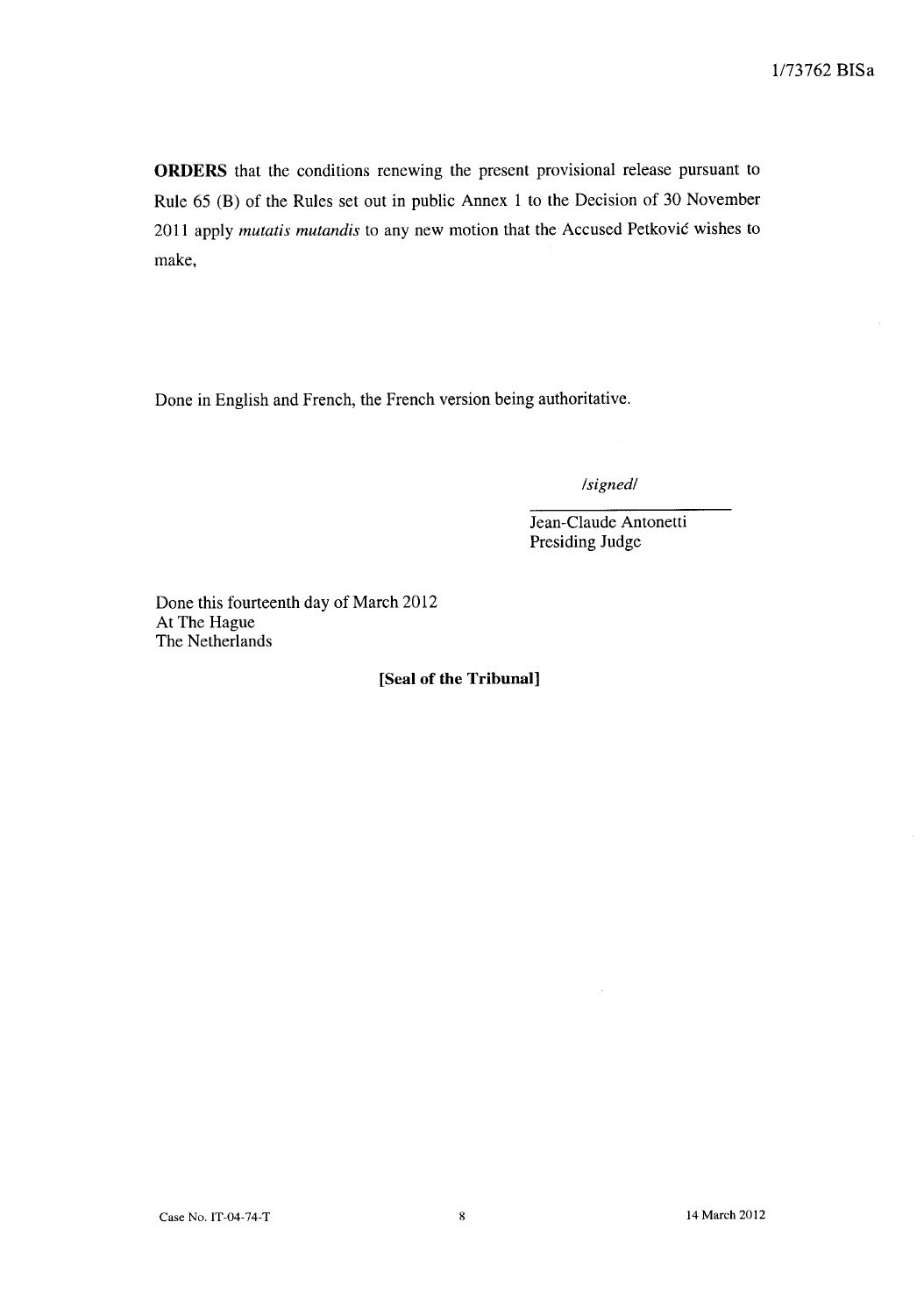**ORDERS** that the conditions renewing the present provisional release pursuant to Rule 65 (B) of the Rules set out in public Annex 1 to the Decision of 30 November 2011 apply *mutatis mutandis* to any new motion that the Accused Petković wishes to make,

Done in English and French, the French version being authoritative.

*/signed/*

Jean-Claude Antonetti
Presiding Judge

Done this fourteenth day of March 2012
At The Hague
The Netherlands

**[Seal of the Tribunal]**